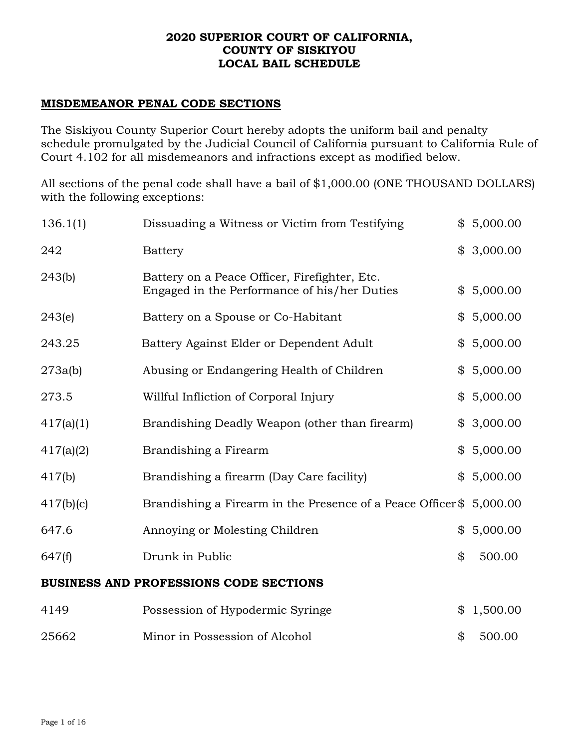# 2020 SUPERIOR COURT OF CALIFORNIA, COUNTY OF SISKIYOU LOCAL BAIL SCHEDULE

## MISDEMEANOR PENAL CODE SECTIONS

The Siskiyou County Superior Court hereby adopts the uniform bail and penalty schedule promulgated by the Judicial Council of California pursuant to California Rule of Court 4.102 for all misdemeanors and infractions except as modified below.

All sections of the penal code shall have a bail of $1,000.00 (ONE THOUSAND DOLLARS) with the following exceptions:

| Section | Description | Bail |
|---|---|---|
| 136.1(1) | Dissuading a Witness or Victim from Testifying | $ 5,000.00 |
| 242 | Battery | $ 3,000.00 |
| 243(b) | Battery on a Peace Officer, Firefighter, Etc. Engaged in the Performance of his/her Duties | $ 5,000.00 |
| 243(e) | Battery on a Spouse or Co-Habitant | $ 5,000.00 |
| 243.25 | Battery Against Elder or Dependent Adult | $ 5,000.00 |
| 273a(b) | Abusing or Endangering Health of Children | $ 5,000.00 |
| 273.5 | Willful Infliction of Corporal Injury | $ 5,000.00 |
| 417(a)(1) | Brandishing Deadly Weapon (other than firearm) | $ 3,000.00 |
| 417(a)(2) | Brandishing a Firearm | $ 5,000.00 |
| 417(b) | Brandishing a firearm (Day Care facility) | $ 5,000.00 |
| 417(b)(c) | Brandishing a Firearm in the Presence of a Peace Officer | $ 5,000.00 |
| 647.6 | Annoying or Molesting Children | $ 5,000.00 |
| 647(f) | Drunk in Public | $ 500.00 |

## BUSINESS AND PROFESSIONS CODE SECTIONS

| Section | Description | Bail |
|---|---|---|
| 4149 | Possession of Hypodermic Syringe | $ 1,500.00 |
| 25662 | Minor in Possession of Alcohol | $ 500.00 |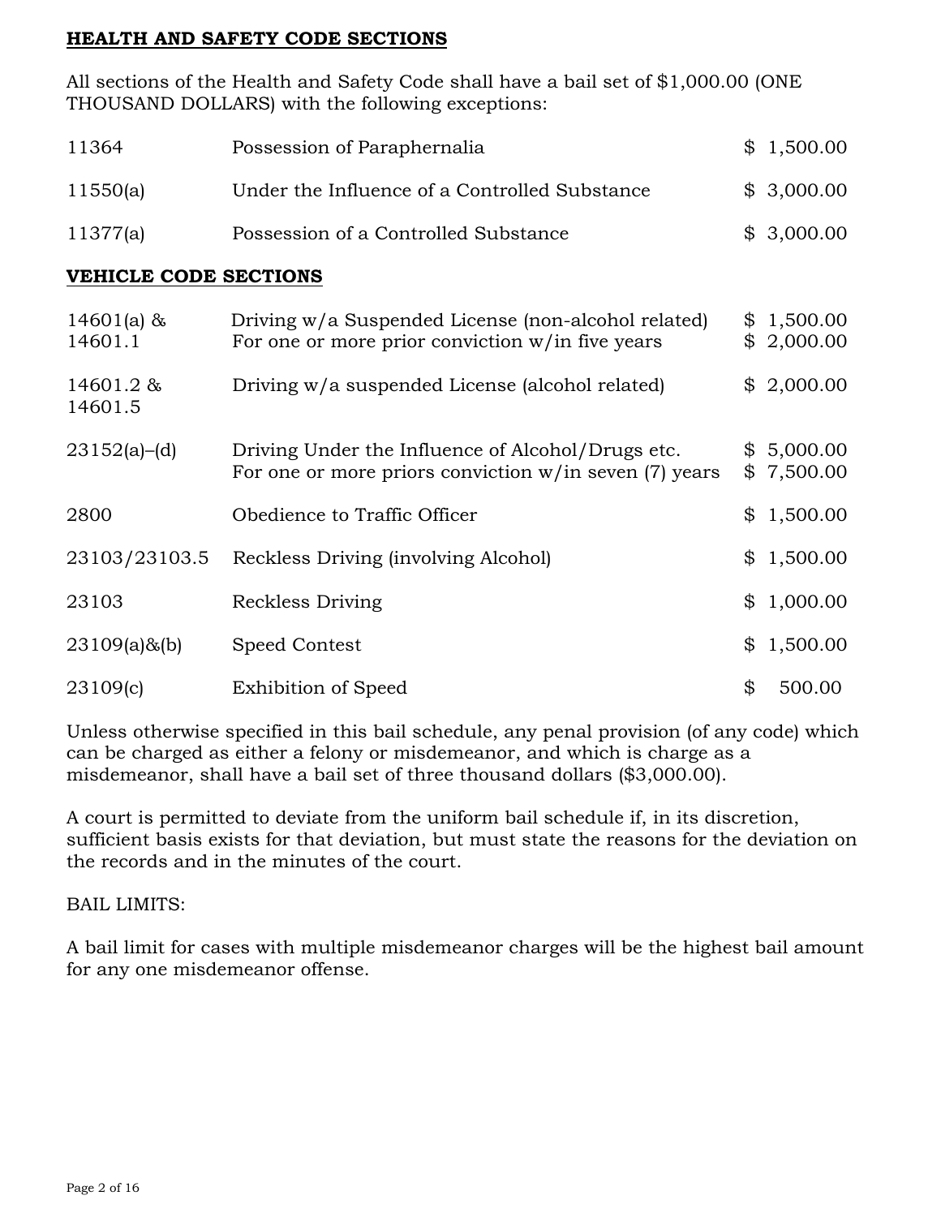## **HEALTH AND SAFETY CODE SECTIONS**

All sections of the Health and Safety Code shall have a bail set of $1,000.00 (ONE THOUSAND DOLLARS) with the following exceptions:

| | | |
|---|---|---|
| 11364 | Possession of Paraphernalia | $ 1,500.00 |
| 11550(a) | Under the Influence of a Controlled Substance | $ 3,000.00 |
| 11377(a) | Possession of a Controlled Substance | $ 3,000.00 |

## **VEHICLE CODE SECTIONS**

| | | |
|---|---|---|
| 14601(a) & 14601.1 | Driving w/a Suspended License (non-alcohol related)<br>For one or more prior conviction w/in five years | $ 1,500.00<br>$ 2,000.00 |
| 14601.2 & 14601.5 | Driving w/a suspended License (alcohol related) | $ 2,000.00 |
| 23152(a)–(d) | Driving Under the Influence of Alcohol/Drugs etc.<br>For one or more priors conviction w/in seven (7) years | $ 5,000.00<br>$ 7,500.00 |
| 2800 | Obedience to Traffic Officer | $ 1,500.00 |
| 23103/23103.5 | Reckless Driving (involving Alcohol) | $ 1,500.00 |
| 23103 | Reckless Driving | $ 1,000.00 |
| 23109(a)&(b) | Speed Contest | $ 1,500.00 |
| 23109(c) | Exhibition of Speed | $ 500.00 |

Unless otherwise specified in this bail schedule, any penal provision (of any code) which can be charged as either a felony or misdemeanor, and which is charge as a misdemeanor, shall have a bail set of three thousand dollars ($3,000.00).

A court is permitted to deviate from the uniform bail schedule if, in its discretion, sufficient basis exists for that deviation, but must state the reasons for the deviation on the records and in the minutes of the court.

BAIL LIMITS:

A bail limit for cases with multiple misdemeanor charges will be the highest bail amount for any one misdemeanor offense.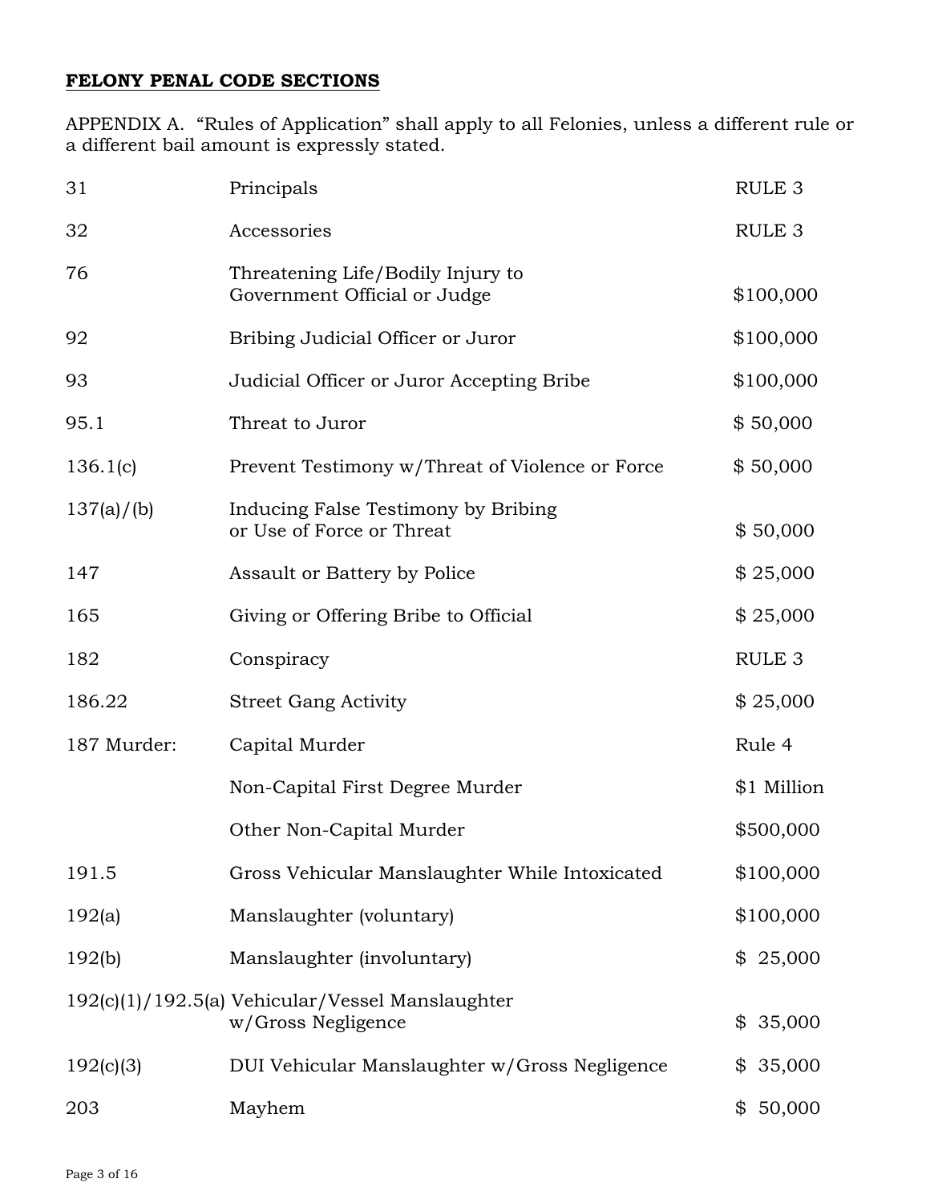## **FELONY PENAL CODE SECTIONS**

APPENDIX A. "Rules of Application" shall apply to all Felonies, unless a different rule or a different bail amount is expressly stated.

| | | |
|---|---|---|
| 31 | Principals | RULE 3 |
| 32 | Accessories | RULE 3 |
| 76 | Threatening Life/Bodily Injury to Government Official or Judge | $100,000 |
| 92 | Bribing Judicial Officer or Juror | $100,000 |
| 93 | Judicial Officer or Juror Accepting Bribe | $100,000 |
| 95.1 | Threat to Juror | $ 50,000 |
| 136.1(c) | Prevent Testimony w/Threat of Violence or Force | $ 50,000 |
| 137(a)/(b) | Inducing False Testimony by Bribing or Use of Force or Threat | $ 50,000 |
| 147 | Assault or Battery by Police | $ 25,000 |
| 165 | Giving or Offering Bribe to Official | $ 25,000 |
| 182 | Conspiracy | RULE 3 |
| 186.22 | Street Gang Activity | $ 25,000 |
| 187 Murder: | Capital Murder | Rule 4 |
| | Non-Capital First Degree Murder | $1 Million |
| | Other Non-Capital Murder | $500,000 |
| 191.5 | Gross Vehicular Manslaughter While Intoxicated | $100,000 |
| 192(a) | Manslaughter (voluntary) | $100,000 |
| 192(b) | Manslaughter (involuntary) | $ 25,000 |
| 192(c)(1)/192.5(a) | Vehicular/Vessel Manslaughter w/Gross Negligence | $ 35,000 |
| 192(c)(3) | DUI Vehicular Manslaughter w/Gross Negligence | $ 35,000 |
| 203 | Mayhem | $ 50,000 |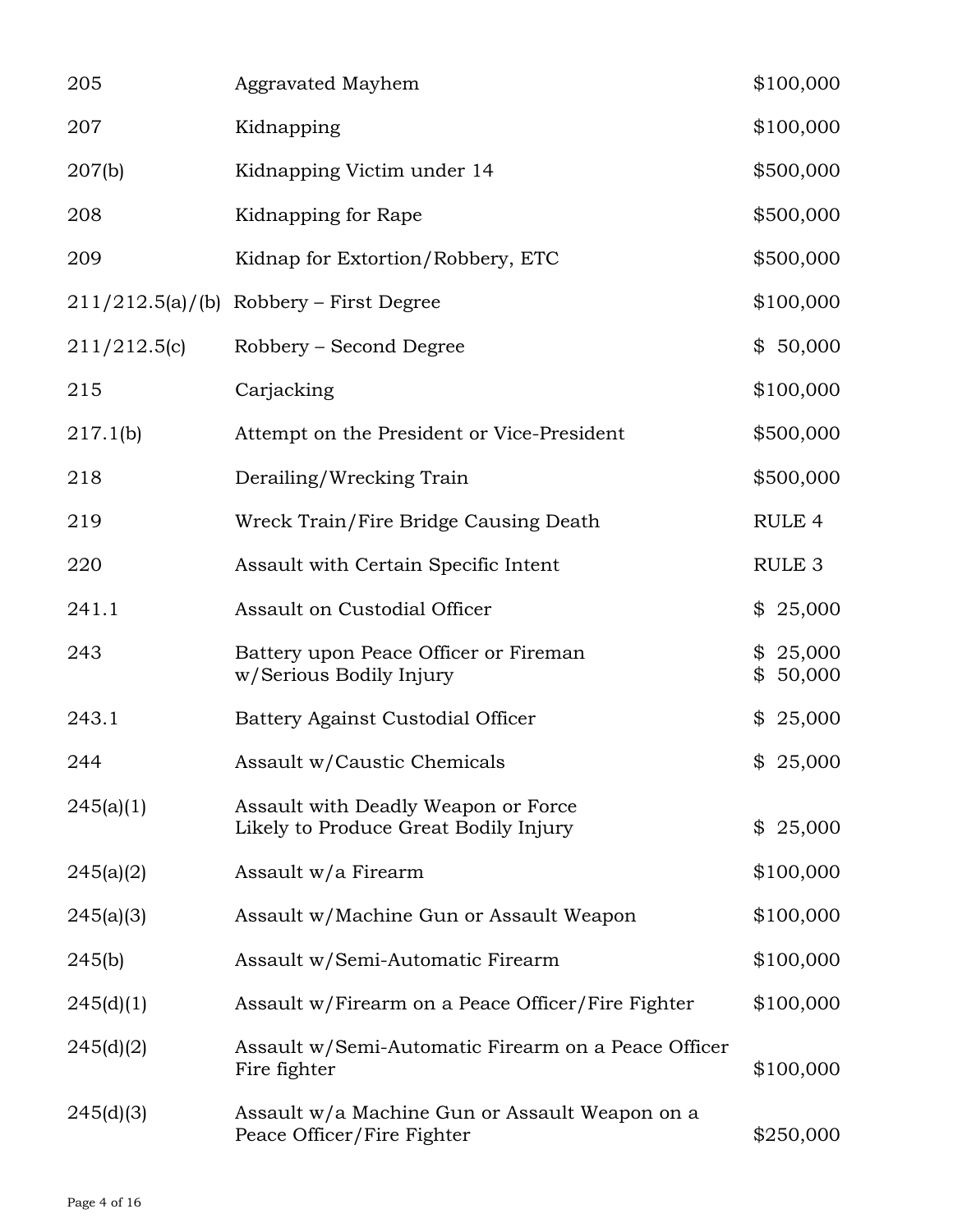| | | |
|---|---|---|
| 205 | Aggravated Mayhem | $100,000 |
| 207 | Kidnapping | $100,000 |
| 207(b) | Kidnapping Victim under 14 | $500,000 |
| 208 | Kidnapping for Rape | $500,000 |
| 209 | Kidnap for Extortion/Robbery, ETC | $500,000 |
| 211/212.5(a)/(b) | Robbery – First Degree | $100,000 |
| 211/212.5(c) | Robbery – Second Degree | $ 50,000 |
| 215 | Carjacking | $100,000 |
| 217.1(b) | Attempt on the President or Vice-President | $500,000 |
| 218 | Derailing/Wrecking Train | $500,000 |
| 219 | Wreck Train/Fire Bridge Causing Death | RULE 4 |
| 220 | Assault with Certain Specific Intent | RULE 3 |
| 241.1 | Assault on Custodial Officer | $ 25,000 |
| 243 | Battery upon Peace Officer or Fireman<br>w/Serious Bodily Injury | $ 25,000<br>$ 50,000 |
| 243.1 | Battery Against Custodial Officer | $ 25,000 |
| 244 | Assault w/Caustic Chemicals | $ 25,000 |
| 245(a)(1) | Assault with Deadly Weapon or Force<br>Likely to Produce Great Bodily Injury | $ 25,000 |
| 245(a)(2) | Assault w/a Firearm | $100,000 |
| 245(a)(3) | Assault w/Machine Gun or Assault Weapon | $100,000 |
| 245(b) | Assault w/Semi-Automatic Firearm | $100,000 |
| 245(d)(1) | Assault w/Firearm on a Peace Officer/Fire Fighter | $100,000 |
| 245(d)(2) | Assault w/Semi-Automatic Firearm on a Peace Officer<br>Fire fighter | $100,000 |
| 245(d)(3) | Assault w/a Machine Gun or Assault Weapon on a<br>Peace Officer/Fire Fighter | $250,000 |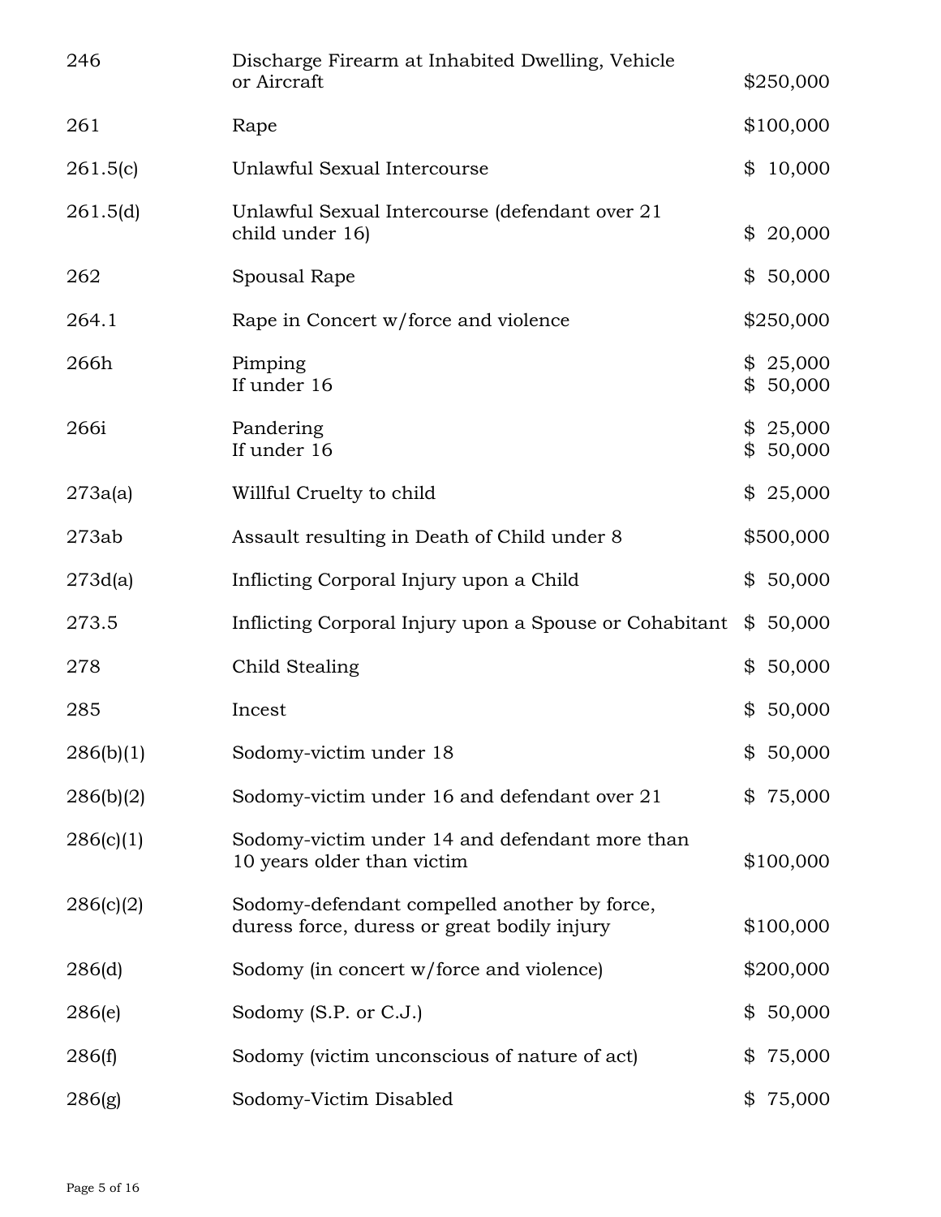| | | |
|---|---|---|
| 246 | Discharge Firearm at Inhabited Dwelling, Vehicle or Aircraft | $250,000 |
| 261 | Rape | $100,000 |
| 261.5(c) | Unlawful Sexual Intercourse | $ 10,000 |
| 261.5(d) | Unlawful Sexual Intercourse (defendant over 21 child under 16) | $ 20,000 |
| 262 | Spousal Rape | $ 50,000 |
| 264.1 | Rape in Concert w/force and violence | $250,000 |
| 266h | Pimping<br>If under 16 | $ 25,000<br>$ 50,000 |
| 266i | Pandering<br>If under 16 | $ 25,000<br>$ 50,000 |
| 273a(a) | Willful Cruelty to child | $ 25,000 |
| 273ab | Assault resulting in Death of Child under 8 | $500,000 |
| 273d(a) | Inflicting Corporal Injury upon a Child | $ 50,000 |
| 273.5 | Inflicting Corporal Injury upon a Spouse or Cohabitant | $ 50,000 |
| 278 | Child Stealing | $ 50,000 |
| 285 | Incest | $ 50,000 |
| 286(b)(1) | Sodomy-victim under 18 | $ 50,000 |
| 286(b)(2) | Sodomy-victim under 16 and defendant over 21 | $ 75,000 |
| 286(c)(1) | Sodomy-victim under 14 and defendant more than 10 years older than victim | $100,000 |
| 286(c)(2) | Sodomy-defendant compelled another by force, duress force, duress or great bodily injury | $100,000 |
| 286(d) | Sodomy (in concert w/force and violence) | $200,000 |
| 286(e) | Sodomy (S.P. or C.J.) | $ 50,000 |
| 286(f) | Sodomy (victim unconscious of nature of act) | $ 75,000 |
| 286(g) | Sodomy-Victim Disabled | $ 75,000 |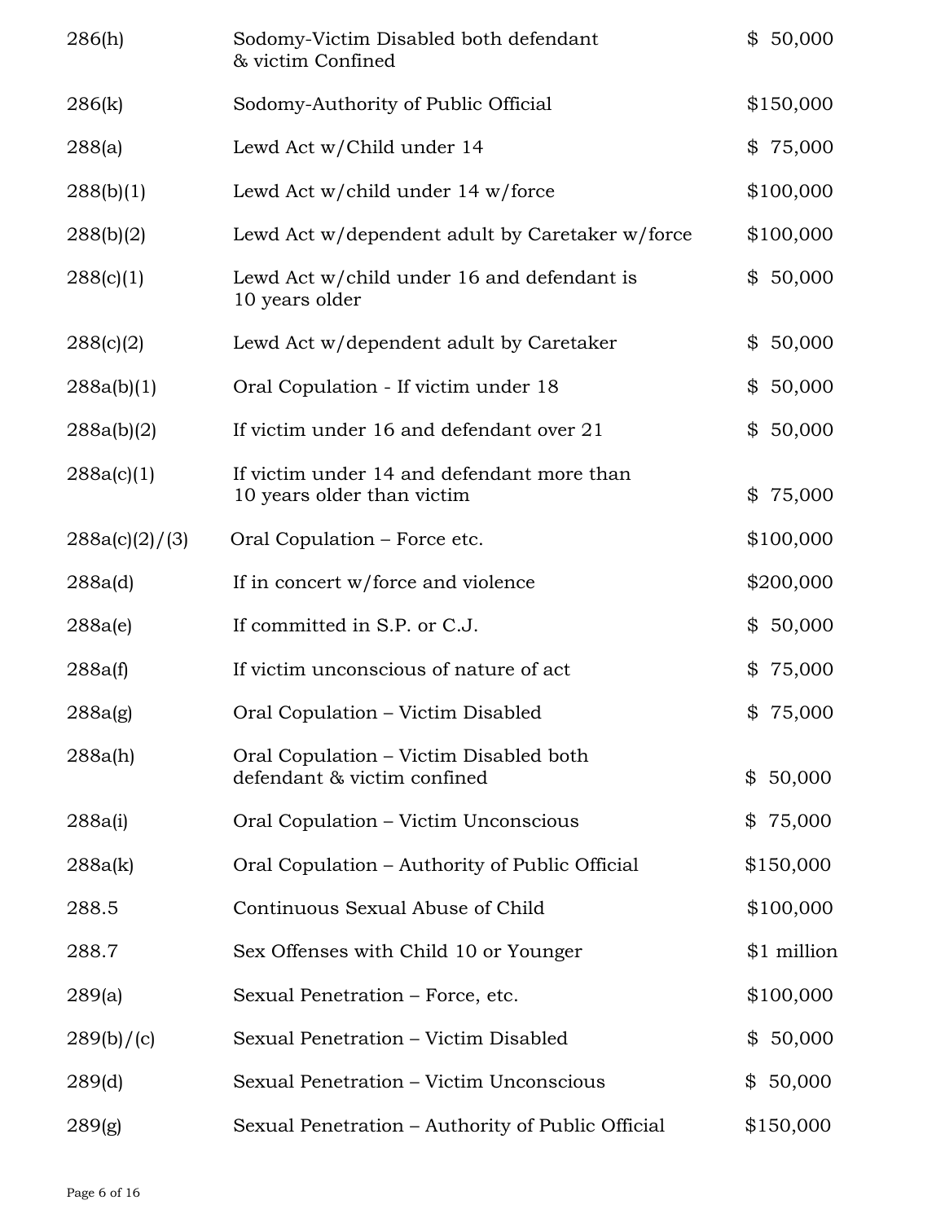| | | |
|---|---|---|
| 286(h) | Sodomy-Victim Disabled both defendant & victim Confined | $ 50,000 |
| 286(k) | Sodomy-Authority of Public Official | $150,000 |
| 288(a) | Lewd Act w/Child under 14 | $ 75,000 |
| 288(b)(1) | Lewd Act w/child under 14 w/force | $100,000 |
| 288(b)(2) | Lewd Act w/dependent adult by Caretaker w/force | $100,000 |
| 288(c)(1) | Lewd Act w/child under 16 and defendant is 10 years older | $ 50,000 |
| 288(c)(2) | Lewd Act w/dependent adult by Caretaker | $ 50,000 |
| 288a(b)(1) | Oral Copulation - If victim under 18 | $ 50,000 |
| 288a(b)(2) | If victim under 16 and defendant over 21 | $ 50,000 |
| 288a(c)(1) | If victim under 14 and defendant more than 10 years older than victim | $ 75,000 |
| 288a(c)(2)/(3) | Oral Copulation – Force etc. | $100,000 |
| 288a(d) | If in concert w/force and violence | $200,000 |
| 288a(e) | If committed in S.P. or C.J. | $ 50,000 |
| 288a(f) | If victim unconscious of nature of act | $ 75,000 |
| 288a(g) | Oral Copulation – Victim Disabled | $ 75,000 |
| 288a(h) | Oral Copulation – Victim Disabled both defendant & victim confined | $ 50,000 |
| 288a(i) | Oral Copulation – Victim Unconscious | $ 75,000 |
| 288a(k) | Oral Copulation – Authority of Public Official | $150,000 |
| 288.5 | Continuous Sexual Abuse of Child | $100,000 |
| 288.7 | Sex Offenses with Child 10 or Younger | $1 million |
| 289(a) | Sexual Penetration – Force, etc. | $100,000 |
| 289(b)/(c) | Sexual Penetration – Victim Disabled | $ 50,000 |
| 289(d) | Sexual Penetration – Victim Unconscious | $ 50,000 |
| 289(g) | Sexual Penetration – Authority of Public Official | $150,000 |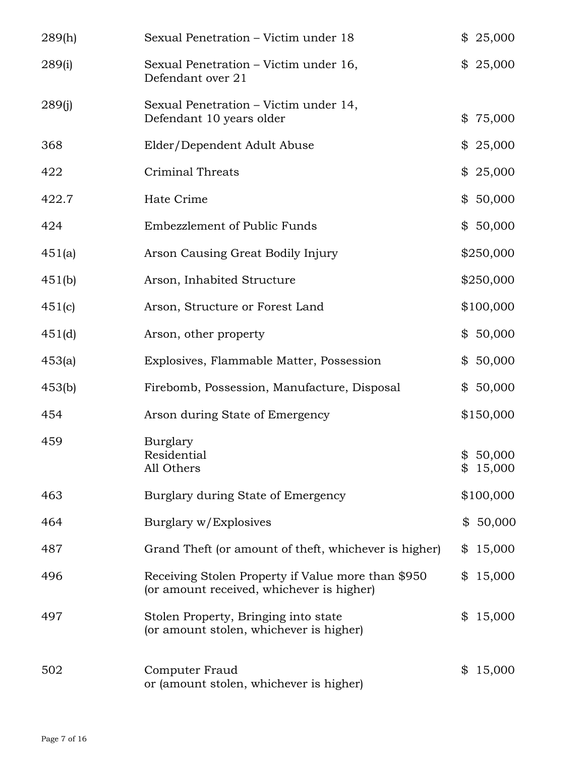| | | |
|---|---|---|
| 289(h) | Sexual Penetration – Victim under 18 | $ 25,000 |
| 289(i) | Sexual Penetration – Victim under 16, Defendant over 21 | $ 25,000 |
| 289(j) | Sexual Penetration – Victim under 14, Defendant 10 years older | $ 75,000 |
| 368 | Elder/Dependent Adult Abuse | $ 25,000 |
| 422 | Criminal Threats | $ 25,000 |
| 422.7 | Hate Crime | $ 50,000 |
| 424 | Embezzlement of Public Funds | $ 50,000 |
| 451(a) | Arson Causing Great Bodily Injury | $250,000 |
| 451(b) | Arson, Inhabited Structure | $250,000 |
| 451(c) | Arson, Structure or Forest Land | $100,000 |
| 451(d) | Arson, other property | $ 50,000 |
| 453(a) | Explosives, Flammable Matter, Possession | $ 50,000 |
| 453(b) | Firebomb, Possession, Manufacture, Disposal | $ 50,000 |
| 454 | Arson during State of Emergency | $150,000 |
| 459 | Burglary<br>Residential<br>All Others | <br>$ 50,000<br>$ 15,000 |
| 463 | Burglary during State of Emergency | $100,000 |
| 464 | Burglary w/Explosives | $ 50,000 |
| 487 | Grand Theft (or amount of theft, whichever is higher) | $ 15,000 |
| 496 | Receiving Stolen Property if Value more than $950 (or amount received, whichever is higher) | $ 15,000 |
| 497 | Stolen Property, Bringing into state (or amount stolen, whichever is higher) | $ 15,000 |
| 502 | Computer Fraud or (amount stolen, whichever is higher) | $ 15,000 |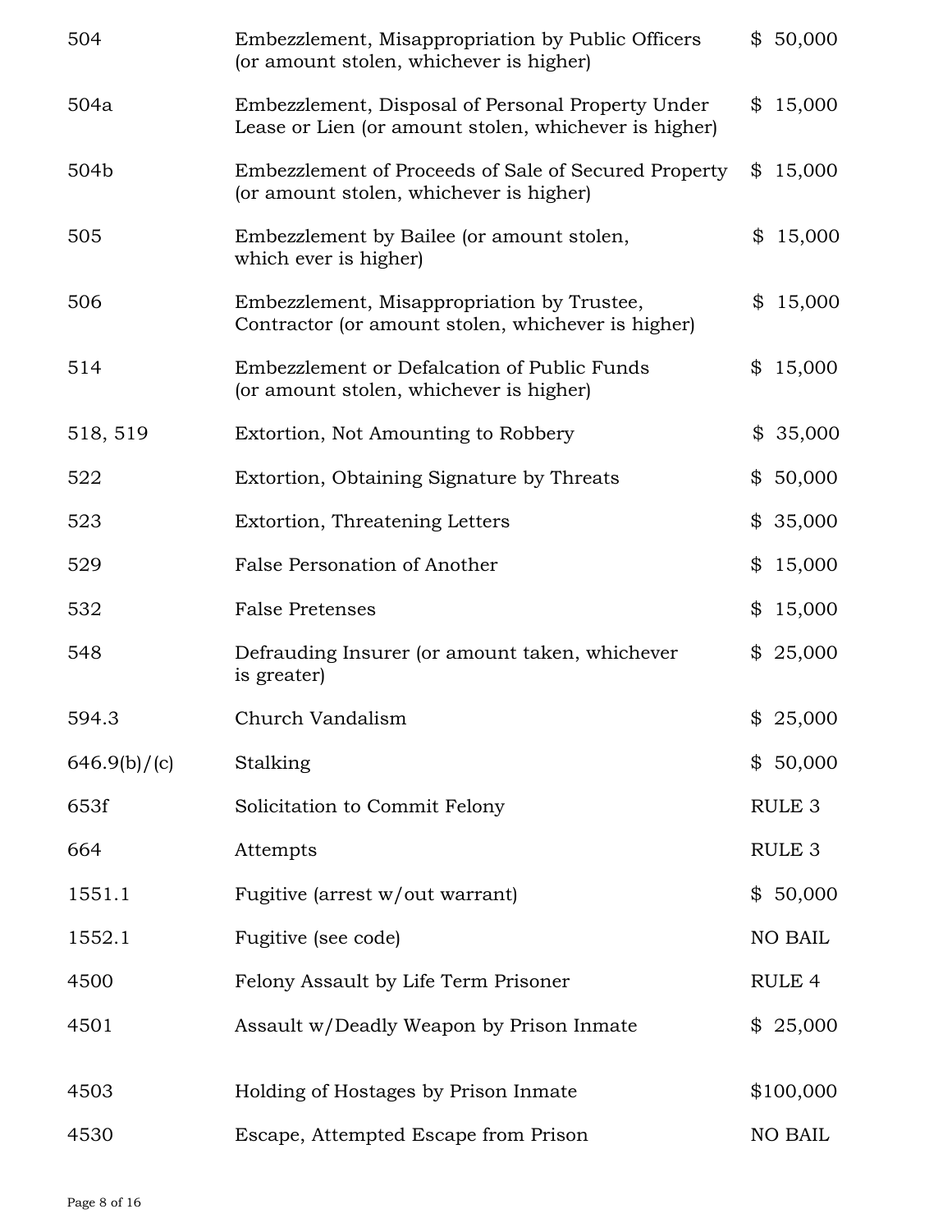| | | |
|---|---|---|
| 504 | Embezzlement, Misappropriation by Public Officers (or amount stolen, whichever is higher) | $ 50,000 |
| 504a | Embezzlement, Disposal of Personal Property Under Lease or Lien (or amount stolen, whichever is higher) | $ 15,000 |
| 504b | Embezzlement of Proceeds of Sale of Secured Property (or amount stolen, whichever is higher) | $ 15,000 |
| 505 | Embezzlement by Bailee (or amount stolen, which ever is higher) | $ 15,000 |
| 506 | Embezzlement, Misappropriation by Trustee, Contractor (or amount stolen, whichever is higher) | $ 15,000 |
| 514 | Embezzlement or Defalcation of Public Funds (or amount stolen, whichever is higher) | $ 15,000 |
| 518, 519 | Extortion, Not Amounting to Robbery | $ 35,000 |
| 522 | Extortion, Obtaining Signature by Threats | $ 50,000 |
| 523 | Extortion, Threatening Letters | $ 35,000 |
| 529 | False Personation of Another | $ 15,000 |
| 532 | False Pretenses | $ 15,000 |
| 548 | Defrauding Insurer (or amount taken, whichever is greater) | $ 25,000 |
| 594.3 | Church Vandalism | $ 25,000 |
| 646.9(b)/(c) | Stalking | $ 50,000 |
| 653f | Solicitation to Commit Felony | RULE 3 |
| 664 | Attempts | RULE 3 |
| 1551.1 | Fugitive (arrest w/out warrant) | $ 50,000 |
| 1552.1 | Fugitive (see code) | NO BAIL |
| 4500 | Felony Assault by Life Term Prisoner | RULE 4 |
| 4501 | Assault w/Deadly Weapon by Prison Inmate | $ 25,000 |
| 4503 | Holding of Hostages by Prison Inmate | $100,000 |
| 4530 | Escape, Attempted Escape from Prison | NO BAIL |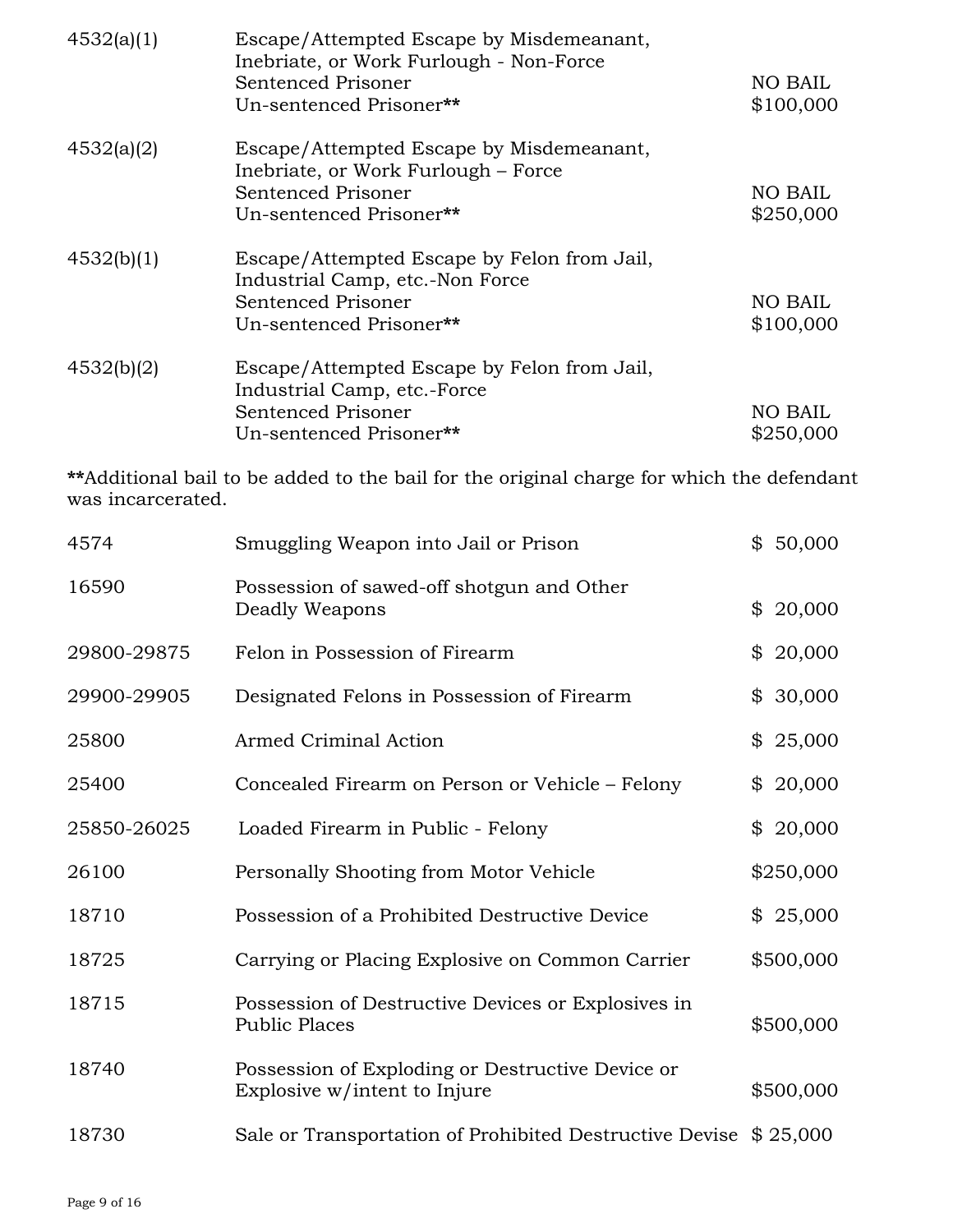| | | |
|---|---|---|
| 4532(a)(1) | Escape/Attempted Escape by Misdemeanant, Inebriate, or Work Furlough - Non-Force | |
| | Sentenced Prisoner | NO BAIL |
| | Un-sentenced Prisoner** | $100,000 |
| 4532(a)(2) | Escape/Attempted Escape by Misdemeanant, Inebriate, or Work Furlough – Force | |
| | Sentenced Prisoner | NO BAIL |
| | Un-sentenced Prisoner** | $250,000 |
| 4532(b)(1) | Escape/Attempted Escape by Felon from Jail, Industrial Camp, etc.-Non Force | |
| | Sentenced Prisoner | NO BAIL |
| | Un-sentenced Prisoner** | $100,000 |
| 4532(b)(2) | Escape/Attempted Escape by Felon from Jail, Industrial Camp, etc.-Force | |
| | Sentenced Prisoner | NO BAIL |
| | Un-sentenced Prisoner** | $250,000 |

**Additional bail to be added to the bail for the original charge for which the defendant was incarcerated.

| | | |
|---|---|---|
| 4574 | Smuggling Weapon into Jail or Prison | $ 50,000 |
| 16590 | Possession of sawed-off shotgun and Other Deadly Weapons | $ 20,000 |
| 29800-29875 | Felon in Possession of Firearm | $ 20,000 |
| 29900-29905 | Designated Felons in Possession of Firearm | $ 30,000 |
| 25800 | Armed Criminal Action | $ 25,000 |
| 25400 | Concealed Firearm on Person or Vehicle – Felony | $ 20,000 |
| 25850-26025 | Loaded Firearm in Public - Felony | $ 20,000 |
| 26100 | Personally Shooting from Motor Vehicle | $250,000 |
| 18710 | Possession of a Prohibited Destructive Device | $ 25,000 |
| 18725 | Carrying or Placing Explosive on Common Carrier | $500,000 |
| 18715 | Possession of Destructive Devices or Explosives in Public Places | $500,000 |
| 18740 | Possession of Exploding or Destructive Device or Explosive w/intent to Injure | $500,000 |
| 18730 | Sale or Transportation of Prohibited Destructive Devise | $ 25,000 |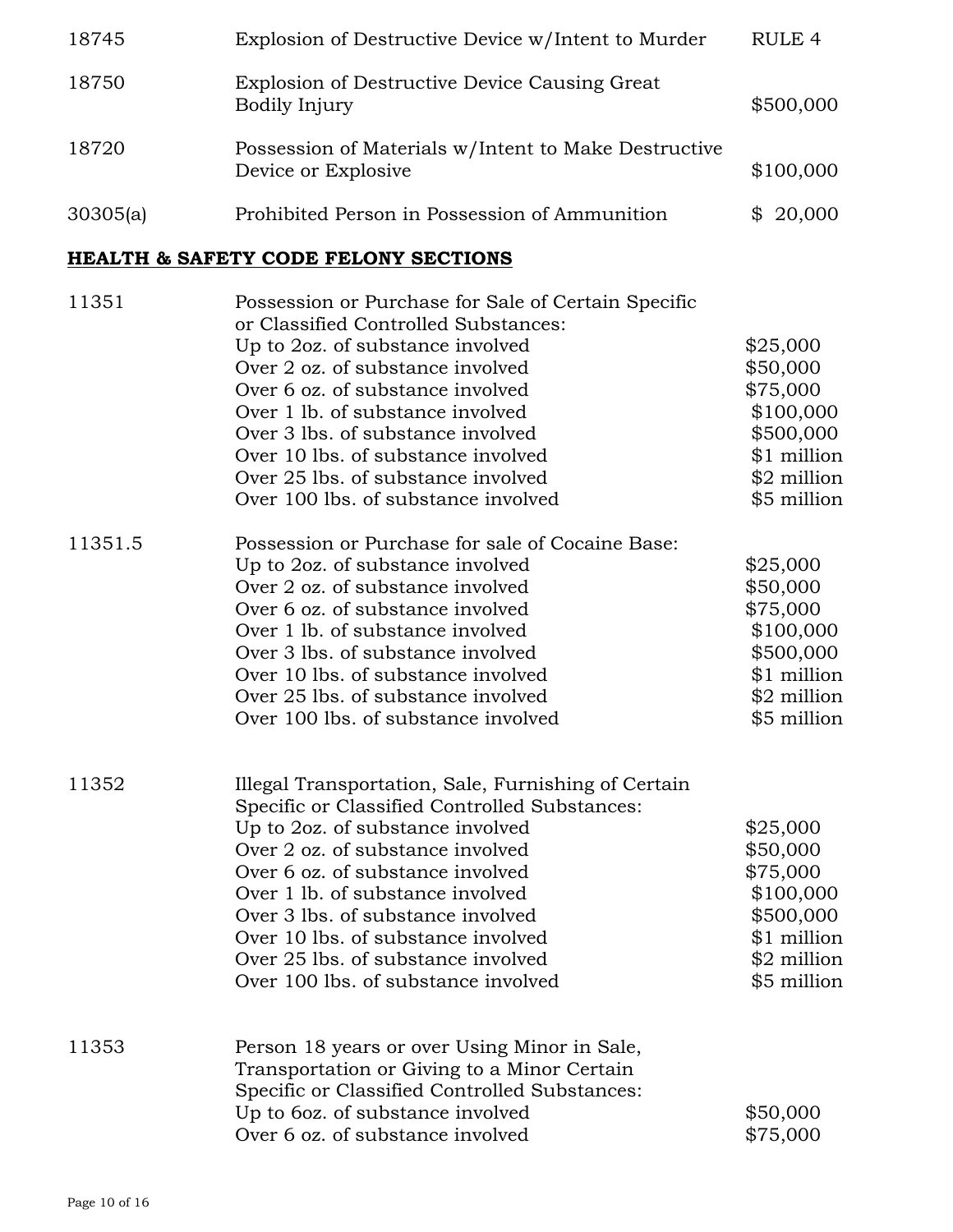| | | |
|---|---|---|
| 18745 | Explosion of Destructive Device w/Intent to Murder | RULE 4 |
| 18750 | Explosion of Destructive Device Causing Great Bodily Injury | $500,000 |
| 18720 | Possession of Materials w/Intent to Make Destructive Device or Explosive | $100,000 |
| 30305(a) | Prohibited Person in Possession of Ammunition | $ 20,000 |

**HEALTH & SAFETY CODE FELONY SECTIONS**

| | | |
|---|---|---|
| 11351 | Possession or Purchase for Sale of Certain Specific or Classified Controlled Substances: | |
| | Up to 2oz. of substance involved | $25,000 |
| | Over 2 oz. of substance involved | $50,000 |
| | Over 6 oz. of substance involved | $75,000 |
| | Over 1 lb. of substance involved | $100,000 |
| | Over 3 lbs. of substance involved | $500,000 |
| | Over 10 lbs. of substance involved | $1 million |
| | Over 25 lbs. of substance involved | $2 million |
| | Over 100 lbs. of substance involved | $5 million |
| 11351.5 | Possession or Purchase for sale of Cocaine Base: | |
| | Up to 2oz. of substance involved | $25,000 |
| | Over 2 oz. of substance involved | $50,000 |
| | Over 6 oz. of substance involved | $75,000 |
| | Over 1 lb. of substance involved | $100,000 |
| | Over 3 lbs. of substance involved | $500,000 |
| | Over 10 lbs. of substance involved | $1 million |
| | Over 25 lbs. of substance involved | $2 million |
| | Over 100 lbs. of substance involved | $5 million |
| 11352 | Illegal Transportation, Sale, Furnishing of Certain Specific or Classified Controlled Substances: | |
| | Up to 2oz. of substance involved | $25,000 |
| | Over 2 oz. of substance involved | $50,000 |
| | Over 6 oz. of substance involved | $75,000 |
| | Over 1 lb. of substance involved | $100,000 |
| | Over 3 lbs. of substance involved | $500,000 |
| | Over 10 lbs. of substance involved | $1 million |
| | Over 25 lbs. of substance involved | $2 million |
| | Over 100 lbs. of substance involved | $5 million |
| 11353 | Person 18 years or over Using Minor in Sale, Transportation or Giving to a Minor Certain Specific or Classified Controlled Substances: | |
| | Up to 6oz. of substance involved | $50,000 |
| | Over 6 oz. of substance involved | $75,000 |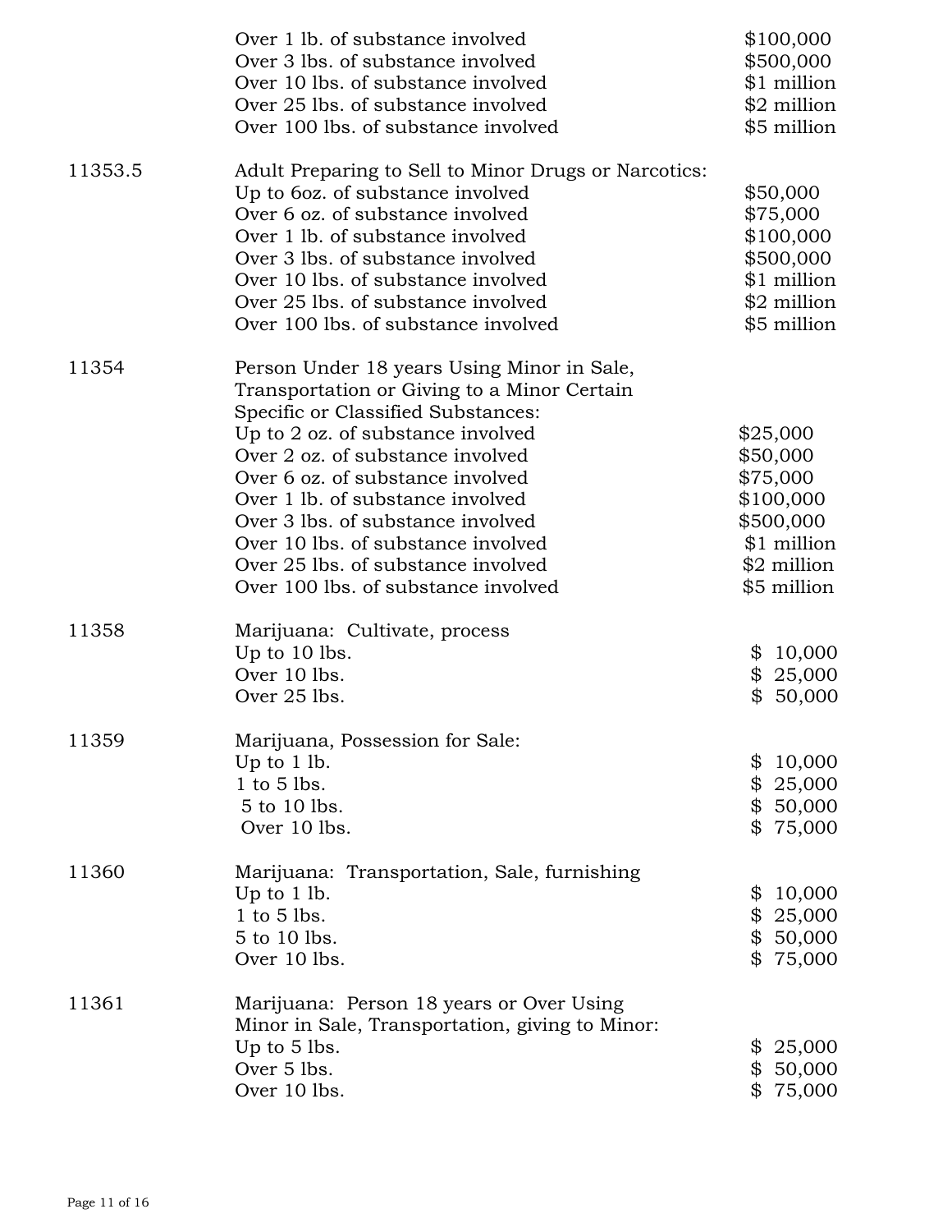| | | |
|---|---|---|
| | Over 1 lb. of substance involved | $100,000 |
| | Over 3 lbs. of substance involved | $500,000 |
| | Over 10 lbs. of substance involved | $1 million |
| | Over 25 lbs. of substance involved | $2 million |
| | Over 100 lbs. of substance involved | $5 million |
| 11353.5 | Adult Preparing to Sell to Minor Drugs or Narcotics: | |
| | Up to 6oz. of substance involved | $50,000 |
| | Over 6 oz. of substance involved | $75,000 |
| | Over 1 lb. of substance involved | $100,000 |
| | Over 3 lbs. of substance involved | $500,000 |
| | Over 10 lbs. of substance involved | $1 million |
| | Over 25 lbs. of substance involved | $2 million |
| | Over 100 lbs. of substance involved | $5 million |
| 11354 | Person Under 18 years Using Minor in Sale, Transportation or Giving to a Minor Certain Specific or Classified Substances: | |
| | Up to 2 oz. of substance involved | $25,000 |
| | Over 2 oz. of substance involved | $50,000 |
| | Over 6 oz. of substance involved | $75,000 |
| | Over 1 lb. of substance involved | $100,000 |
| | Over 3 lbs. of substance involved | $500,000 |
| | Over 10 lbs. of substance involved | $1 million |
| | Over 25 lbs. of substance involved | $2 million |
| | Over 100 lbs. of substance involved | $5 million |
| 11358 | Marijuana: Cultivate, process | |
| | Up to 10 lbs. | $ 10,000 |
| | Over 10 lbs. | $ 25,000 |
| | Over 25 lbs. | $ 50,000 |
| 11359 | Marijuana, Possession for Sale: | |
| | Up to 1 lb. | $ 10,000 |
| | 1 to 5 lbs. | $ 25,000 |
| | 5 to 10 lbs. | $ 50,000 |
| | Over 10 lbs. | $ 75,000 |
| 11360 | Marijuana: Transportation, Sale, furnishing | |
| | Up to 1 lb. | $ 10,000 |
| | 1 to 5 lbs. | $ 25,000 |
| | 5 to 10 lbs. | $ 50,000 |
| | Over 10 lbs. | $ 75,000 |
| 11361 | Marijuana: Person 18 years or Over Using Minor in Sale, Transportation, giving to Minor: | |
| | Up to 5 lbs. | $ 25,000 |
| | Over 5 lbs. | $ 50,000 |
| | Over 10 lbs. | $ 75,000 |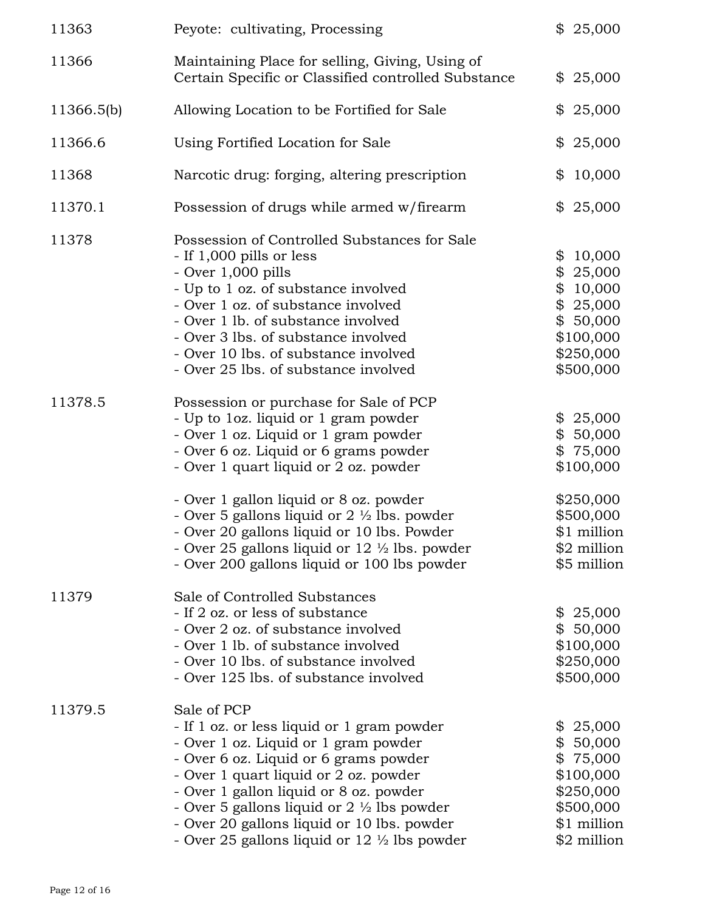| | | |
|---|---|---|
| 11363 | Peyote: cultivating, Processing | $ 25,000 |
| 11366 | Maintaining Place for selling, Giving, Using of Certain Specific or Classified controlled Substance | $ 25,000 |
| 11366.5(b) | Allowing Location to be Fortified for Sale | $ 25,000 |
| 11366.6 | Using Fortified Location for Sale | $ 25,000 |
| 11368 | Narcotic drug: forging, altering prescription | $ 10,000 |
| 11370.1 | Possession of drugs while armed w/firearm | $ 25,000 |
| 11378 | Possession of Controlled Substances for Sale | |
| | - If 1,000 pills or less | $ 10,000 |
| | - Over 1,000 pills | $ 25,000 |
| | - Up to 1 oz. of substance involved | $ 10,000 |
| | - Over 1 oz. of substance involved | $ 25,000 |
| | - Over 1 lb. of substance involved | $ 50,000 |
| | - Over 3 lbs. of substance involved | $100,000 |
| | - Over 10 lbs. of substance involved | $250,000 |
| | - Over 25 lbs. of substance involved | $500,000 |
| 11378.5 | Possession or purchase for Sale of PCP | |
| | - Up to 1oz. liquid or 1 gram powder | $ 25,000 |
| | - Over 1 oz. Liquid or 1 gram powder | $ 50,000 |
| | - Over 6 oz. Liquid or 6 grams powder | $ 75,000 |
| | - Over 1 quart liquid or 2 oz. powder | $100,000 |
| | - Over 1 gallon liquid or 8 oz. powder | $250,000 |
| | - Over 5 gallons liquid or 2 ½ lbs. powder | $500,000 |
| | - Over 20 gallons liquid or 10 lbs. Powder | $1 million |
| | - Over 25 gallons liquid or 12 ½ lbs. powder | $2 million |
| | - Over 200 gallons liquid or 100 lbs powder | $5 million |
| 11379 | Sale of Controlled Substances | |
| | - If 2 oz. or less of substance | $ 25,000 |
| | - Over 2 oz. of substance involved | $ 50,000 |
| | - Over 1 lb. of substance involved | $100,000 |
| | - Over 10 lbs. of substance involved | $250,000 |
| | - Over 125 lbs. of substance involved | $500,000 |
| 11379.5 | Sale of PCP | |
| | - If 1 oz. or less liquid or 1 gram powder | $ 25,000 |
| | - Over 1 oz. Liquid or 1 gram powder | $ 50,000 |
| | - Over 6 oz. Liquid or 6 grams powder | $ 75,000 |
| | - Over 1 quart liquid or 2 oz. powder | $100,000 |
| | - Over 1 gallon liquid or 8 oz. powder | $250,000 |
| | - Over 5 gallons liquid or 2 ½ lbs powder | $500,000 |
| | - Over 20 gallons liquid or 10 lbs. powder | $1 million |
| | - Over 25 gallons liquid or 12 ½ lbs powder | $2 million |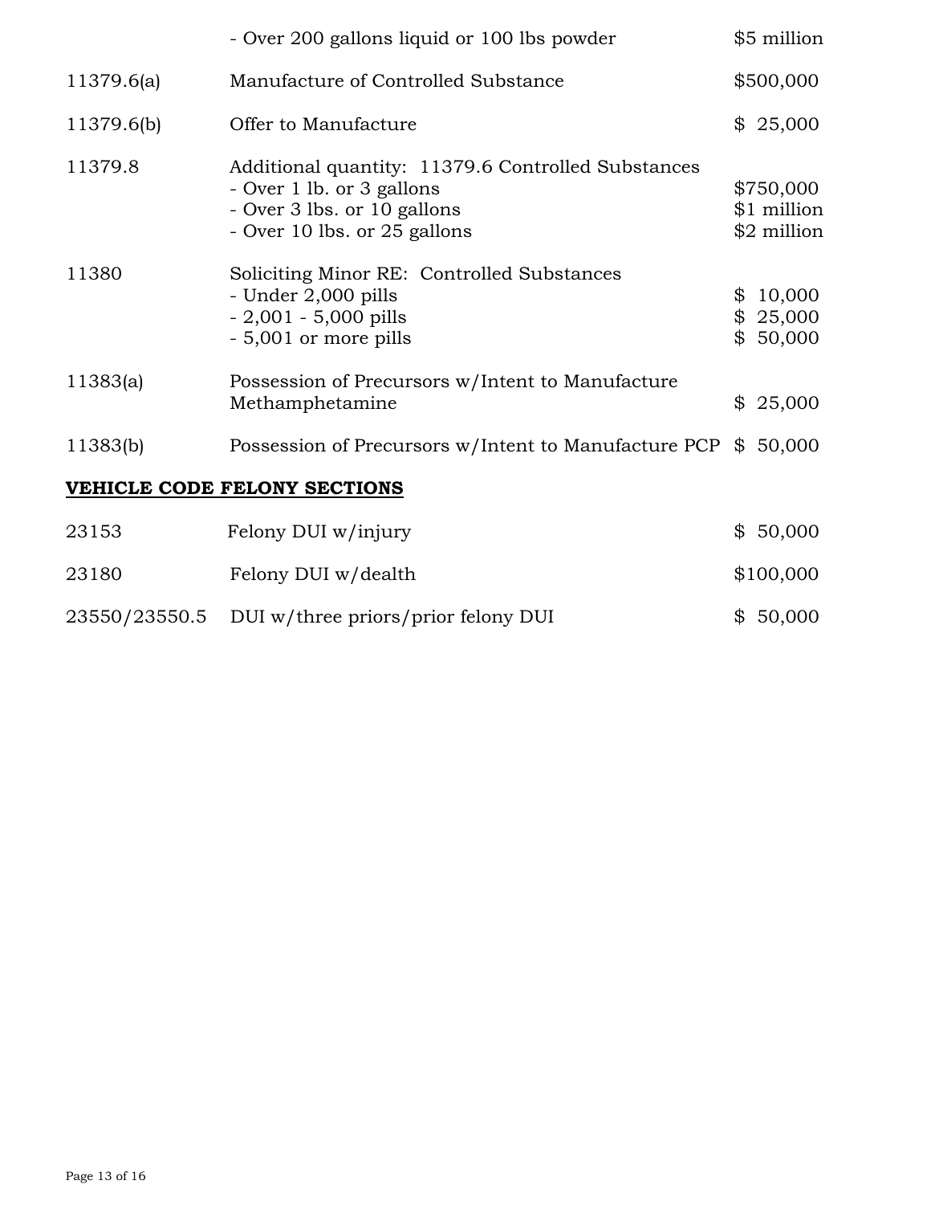| | | |
|---|---|---|
| | - Over 200 gallons liquid or 100 lbs powder | $5 million |
| 11379.6(a) | Manufacture of Controlled Substance | $500,000 |
| 11379.6(b) | Offer to Manufacture | $ 25,000 |
| 11379.8 | Additional quantity: 11379.6 Controlled Substances | |
| | - Over 1 lb. or 3 gallons | $750,000 |
| | - Over 3 lbs. or 10 gallons | $1 million |
| | - Over 10 lbs. or 25 gallons | $2 million |
| 11380 | Soliciting Minor RE: Controlled Substances | |
| | - Under 2,000 pills | $ 10,000 |
| | - 2,001 - 5,000 pills | $ 25,000 |
| | - 5,001 or more pills | $ 50,000 |
| 11383(a) | Possession of Precursors w/Intent to Manufacture Methamphetamine | $ 25,000 |
| 11383(b) | Possession of Precursors w/Intent to Manufacture PCP | $ 50,000 |

**VEHICLE CODE FELONY SECTIONS**

| | | |
|---|---|---|
| 23153 | Felony DUI w/injury | $ 50,000 |
| 23180 | Felony DUI w/dealth | $100,000 |
| 23550/23550.5 | DUI w/three priors/prior felony DUI | $ 50,000 |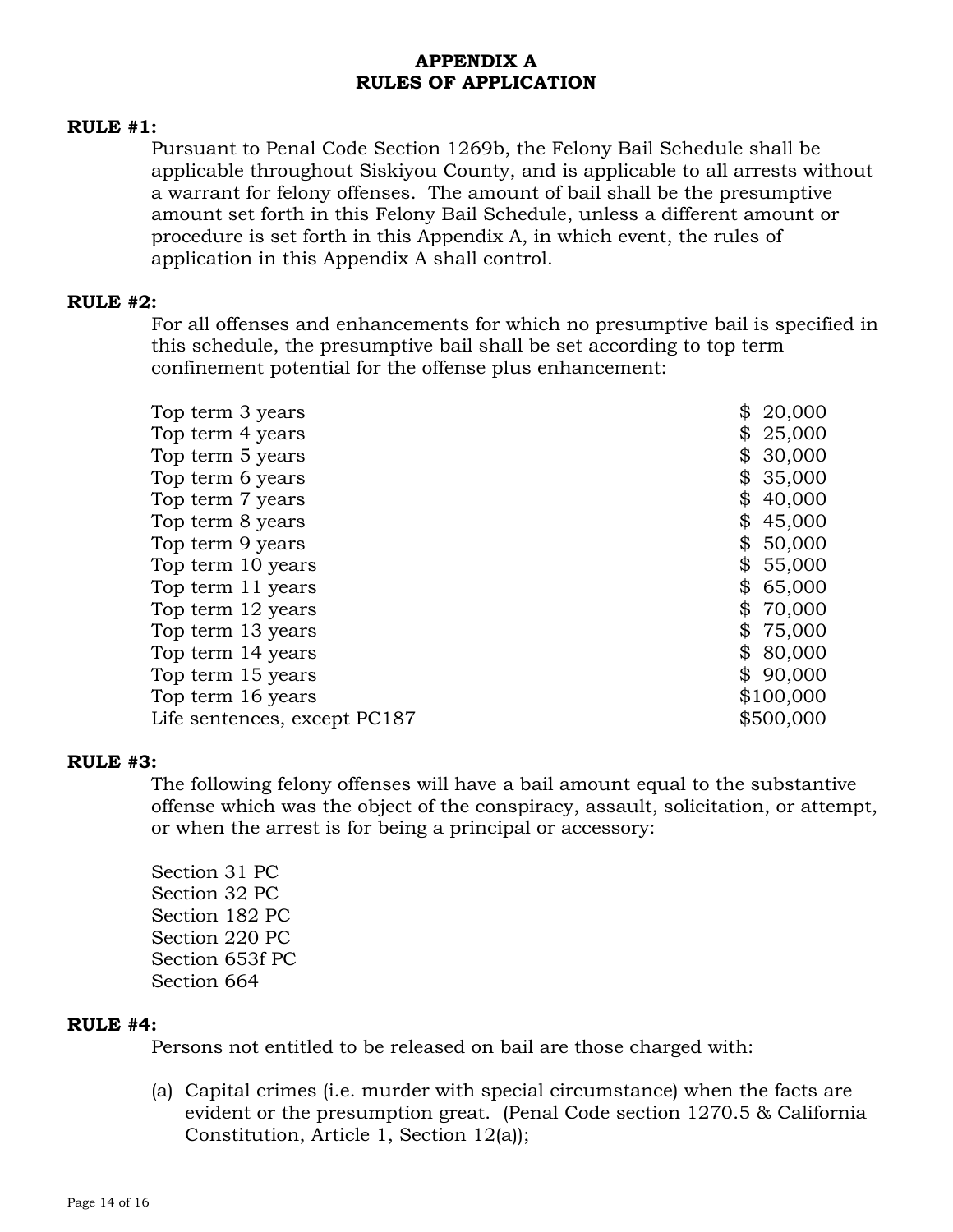# APPENDIX A
# RULES OF APPLICATION

**RULE #1:**

Pursuant to Penal Code Section 1269b, the Felony Bail Schedule shall be applicable throughout Siskiyou County, and is applicable to all arrests without a warrant for felony offenses. The amount of bail shall be the presumptive amount set forth in this Felony Bail Schedule, unless a different amount or procedure is set forth in this Appendix A, in which event, the rules of application in this Appendix A shall control.

**RULE #2:**

For all offenses and enhancements for which no presumptive bail is specified in this schedule, the presumptive bail shall be set according to top term confinement potential for the offense plus enhancement:

| | |
|---|---|
| Top term 3 years | $ 20,000 |
| Top term 4 years | $ 25,000 |
| Top term 5 years | $ 30,000 |
| Top term 6 years | $ 35,000 |
| Top term 7 years | $ 40,000 |
| Top term 8 years | $ 45,000 |
| Top term 9 years | $ 50,000 |
| Top term 10 years | $ 55,000 |
| Top term 11 years | $ 65,000 |
| Top term 12 years | $ 70,000 |
| Top term 13 years | $ 75,000 |
| Top term 14 years | $ 80,000 |
| Top term 15 years | $ 90,000 |
| Top term 16 years | $100,000 |
| Life sentences, except PC187 | $500,000 |

**RULE #3:**

The following felony offenses will have a bail amount equal to the substantive offense which was the object of the conspiracy, assault, solicitation, or attempt, or when the arrest is for being a principal or accessory:

Section 31 PC
Section 32 PC
Section 182 PC
Section 220 PC
Section 653f PC
Section 664

**RULE #4:**

Persons not entitled to be released on bail are those charged with:

(a) Capital crimes (i.e. murder with special circumstance) when the facts are evident or the presumption great. (Penal Code section 1270.5 & California Constitution, Article 1, Section 12(a));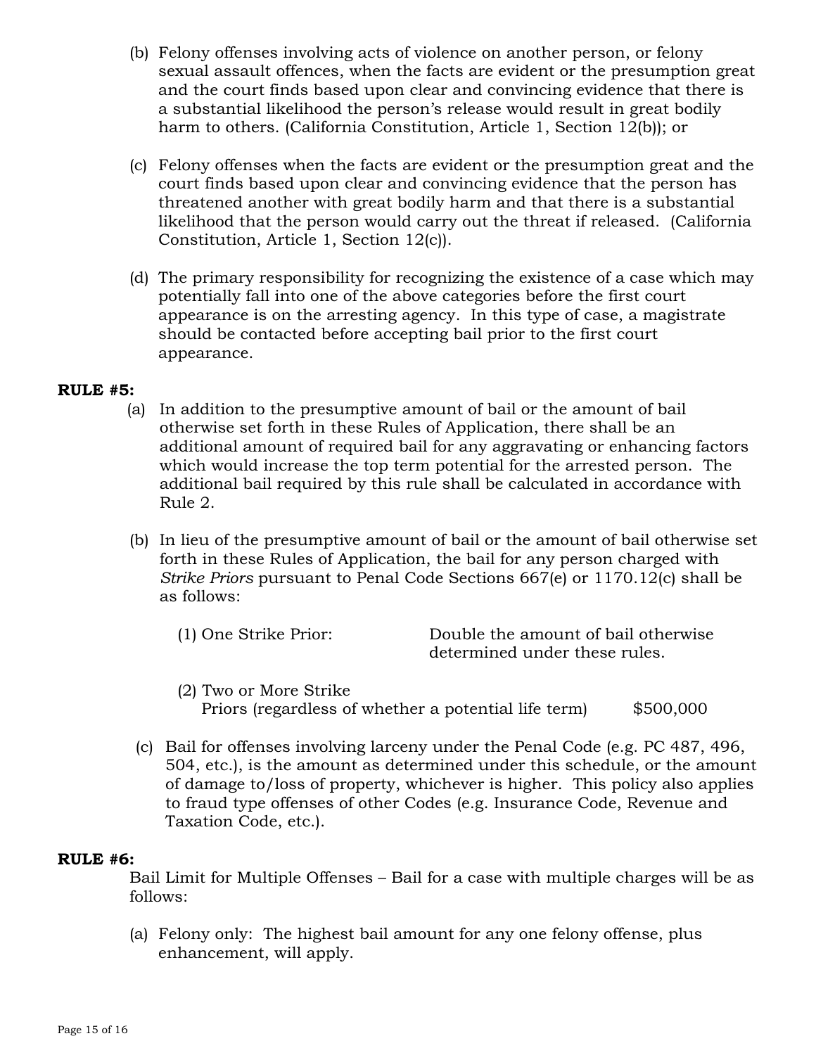(b) Felony offenses involving acts of violence on another person, or felony sexual assault offences, when the facts are evident or the presumption great and the court finds based upon clear and convincing evidence that there is a substantial likelihood the person's release would result in great bodily harm to others. (California Constitution, Article 1, Section 12(b)); or

(c) Felony offenses when the facts are evident or the presumption great and the court finds based upon clear and convincing evidence that the person has threatened another with great bodily harm and that there is a substantial likelihood that the person would carry out the threat if released. (California Constitution, Article 1, Section 12(c)).

(d) The primary responsibility for recognizing the existence of a case which may potentially fall into one of the above categories before the first court appearance is on the arresting agency. In this type of case, a magistrate should be contacted before accepting bail prior to the first court appearance.

**RULE #5:**

(a) In addition to the presumptive amount of bail or the amount of bail otherwise set forth in these Rules of Application, there shall be an additional amount of required bail for any aggravating or enhancing factors which would increase the top term potential for the arrested person. The additional bail required by this rule shall be calculated in accordance with Rule 2.

(b) In lieu of the presumptive amount of bail or the amount of bail otherwise set forth in these Rules of Application, the bail for any person charged with *Strike Priors* pursuant to Penal Code Sections 667(e) or 1170.12(c) shall be as follows:

(1) One Strike Prior: Double the amount of bail otherwise determined under these rules.

(2) Two or More Strike Priors (regardless of whether a potential life term) $500,000

(c) Bail for offenses involving larceny under the Penal Code (e.g. PC 487, 496, 504, etc.), is the amount as determined under this schedule, or the amount of damage to/loss of property, whichever is higher. This policy also applies to fraud type offenses of other Codes (e.g. Insurance Code, Revenue and Taxation Code, etc.).

**RULE #6:**

Bail Limit for Multiple Offenses – Bail for a case with multiple charges will be as follows:

(a) Felony only: The highest bail amount for any one felony offense, plus enhancement, will apply.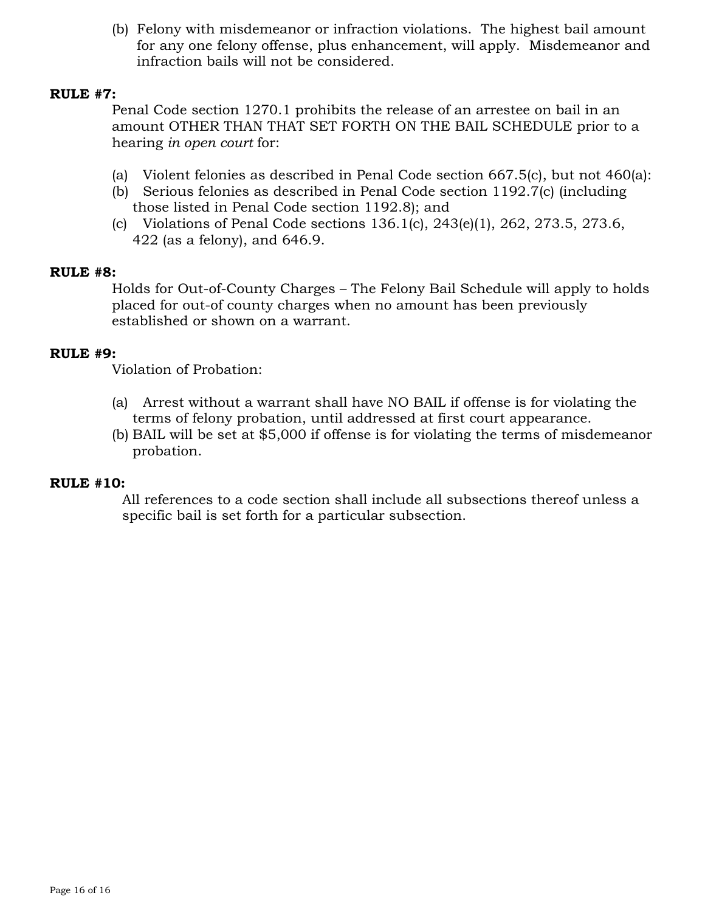(b) Felony with misdemeanor or infraction violations. The highest bail amount for any one felony offense, plus enhancement, will apply. Misdemeanor and infraction bails will not be considered.

**RULE #7:**

Penal Code section 1270.1 prohibits the release of an arrestee on bail in an amount OTHER THAN THAT SET FORTH ON THE BAIL SCHEDULE prior to a hearing *in open court* for:

(a) Violent felonies as described in Penal Code section 667.5(c), but not 460(a):
(b) Serious felonies as described in Penal Code section 1192.7(c) (including those listed in Penal Code section 1192.8); and
(c) Violations of Penal Code sections 136.1(c), 243(e)(1), 262, 273.5, 273.6, 422 (as a felony), and 646.9.

**RULE #8:**

Holds for Out-of-County Charges – The Felony Bail Schedule will apply to holds placed for out-of county charges when no amount has been previously established or shown on a warrant.

**RULE #9:**

Violation of Probation:

(a) Arrest without a warrant shall have NO BAIL if offense is for violating the terms of felony probation, until addressed at first court appearance.
(b) BAIL will be set at $5,000 if offense is for violating the terms of misdemeanor probation.

**RULE #10:**

All references to a code section shall include all subsections thereof unless a specific bail is set forth for a particular subsection.